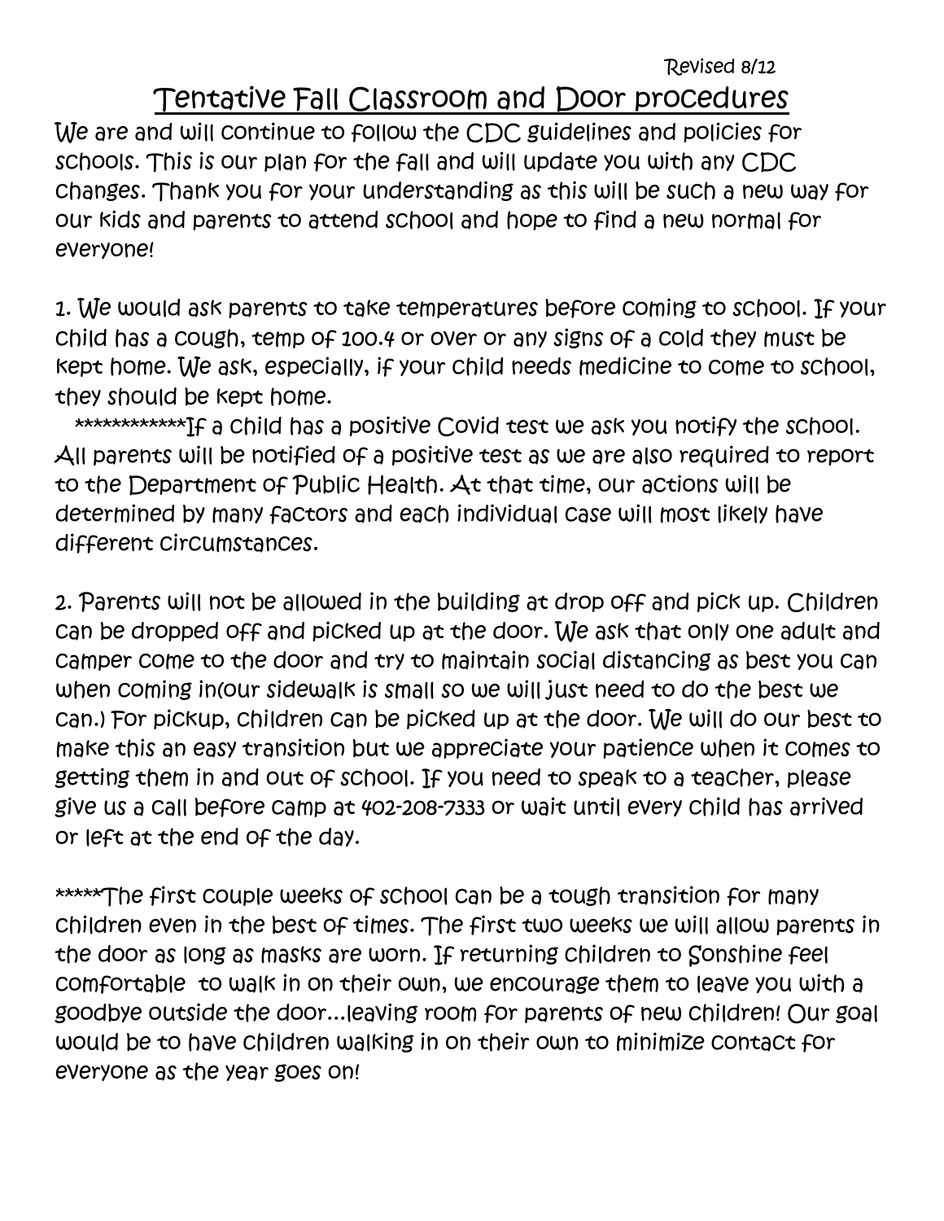Revised 8/12

# Tentative Fall Classroom and Door procedures

We are and will continue to follow the CDC guidelines and policies for schools. This is our plan for the fall and will update you with any CDC changes. Thank you for your understanding as this will be such a new way for our kids and parents to attend school and hope to find a new normal for everyone!

1. We would ask parents to take temperatures before coming to school. If your child has a cough, temp of 100.4 or over or any signs of a cold they must be kept home. We ask, especially, if your child needs medicine to come to school, they should be kept home.

************If a child has a positive Covid test we ask you notify the school. All parents will be notified of a positive test as we are also required to report to the Department of Public Health. At that time, our actions will be determined by many factors and each individual case will most likely have different circumstances.

2. Parents will not be allowed in the building at drop off and pick up. Children can be dropped off and picked up at the door. We ask that only one adult and camper come to the door and try to maintain social distancing as best you can when coming in(our sidewalk is small so we will just need to do the best we can.) For pickup, children can be picked up at the door. We will do our best to make this an easy transition but we appreciate your patience when it comes to getting them in and out of school. If you need to speak to a teacher, please give us a call before camp at 402-208-7333 or wait until every child has arrived or left at the end of the day.

*****The first couple weeks of school can be a tough transition for many children even in the best of times. The first two weeks we will allow parents in the door as long as masks are worn. If returning children to Sonshine feel comfortable to walk in on their own, we encourage them to leave you with a goodbye outside the door...leaving room for parents of new children! Our goal would be to have children walking in on their own to minimize contact for everyone as the year goes on!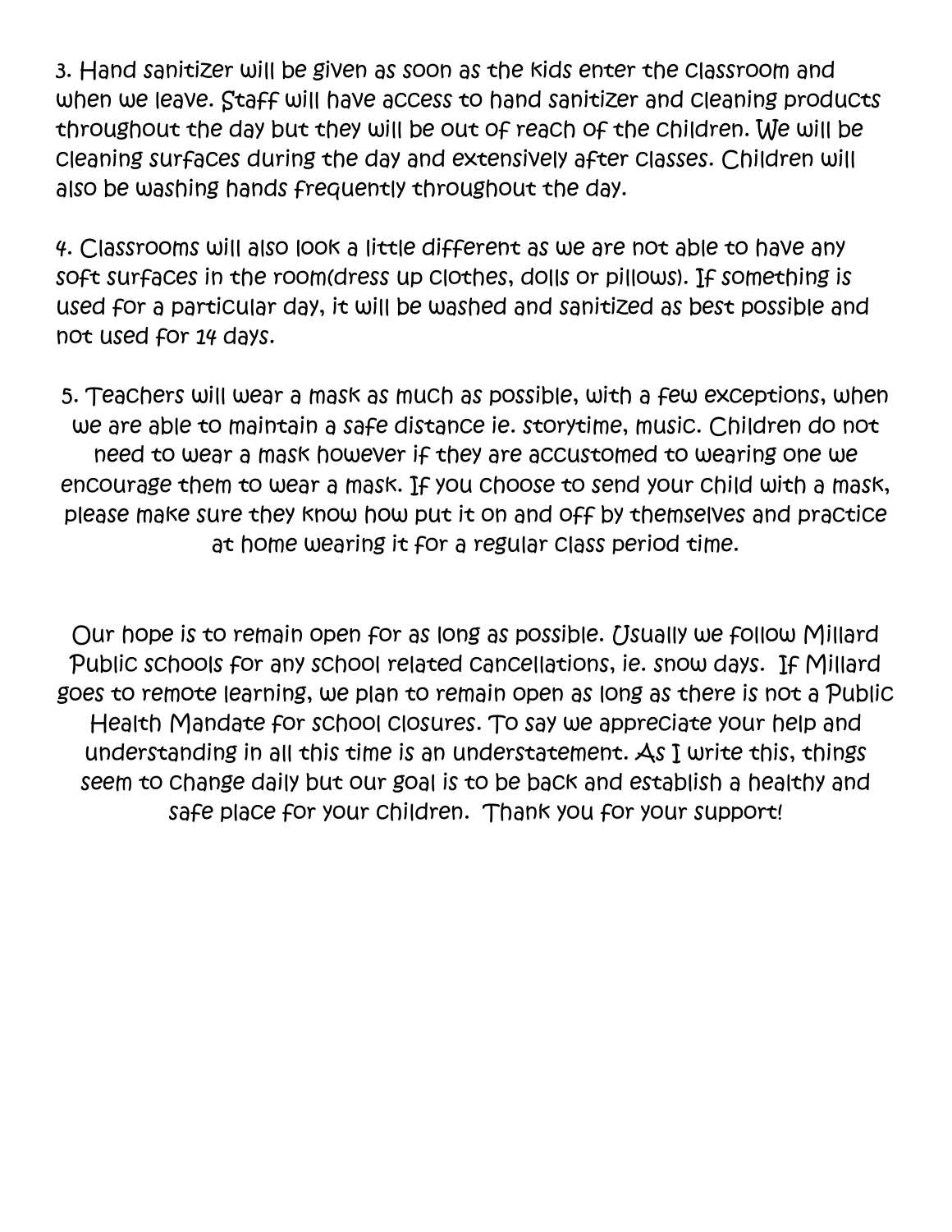3. Hand sanitizer will be given as soon as the kids enter the classroom and when we leave. Staff will have access to hand sanitizer and cleaning products throughout the day but they will be out of reach of the children. We will be cleaning surfaces during the day and extensively after classes. Children will also be washing hands frequently throughout the day.

4. Classrooms will also look a little different as we are not able to have any soft surfaces in the room(dress up clothes, dolls or pillows). If something is used for a particular day, it will be washed and sanitized as best possible and not used for 14 days.

5. Teachers will wear a mask as much as possible, with a few exceptions, when we are able to maintain a safe distance ie. storytime, music. Children do not need to wear a mask however if they are accustomed to wearing one we encourage them to wear a mask. If you choose to send your child with a mask, please make sure they know how put it on and off by themselves and practice at home wearing it for a regular class period time.

Our hope is to remain open for as long as possible. Usually we follow Millard Public schools for any school related cancellations, ie. snow days. If Millard goes to remote learning, we plan to remain open as long as there is not a Public Health Mandate for school closures. To say we appreciate your help and understanding in all this time is an understatement. As I write this, things seem to change daily but our goal is to be back and establish a healthy and safe place for your children. Thank you for your support!